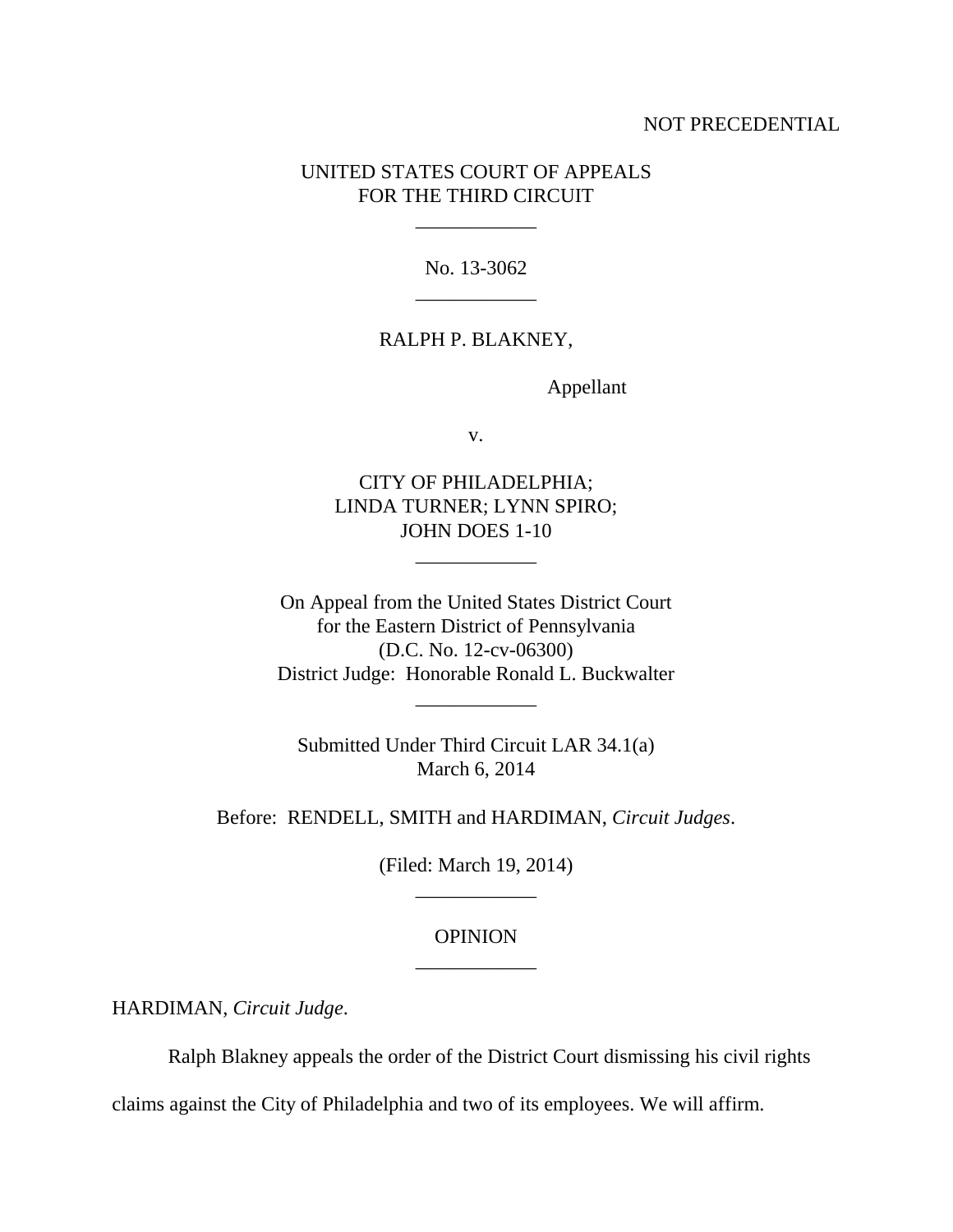NOT PRECEDENTIAL

UNITED STATES COURT OF APPEALS
FOR THE THIRD CIRCUIT

\_\_\_\_\_\_\_\_\_\_\_\_

No. 13-3062

\_\_\_\_\_\_\_\_\_\_\_\_

RALPH P. BLAKNEY,

Appellant

v.

CITY OF PHILADELPHIA;
LINDA TURNER; LYNN SPIRO;
JOHN DOES 1-10

\_\_\_\_\_\_\_\_\_\_\_\_

On Appeal from the United States District Court
for the Eastern District of Pennsylvania
(D.C. No. 12-cv-06300)
District Judge: Honorable Ronald L. Buckwalter

\_\_\_\_\_\_\_\_\_\_\_\_

Submitted Under Third Circuit LAR 34.1(a)
March 6, 2014

Before: RENDELL, SMITH and HARDIMAN, *Circuit Judges*.

(Filed: March 19, 2014)

\_\_\_\_\_\_\_\_\_\_\_\_

OPINION

\_\_\_\_\_\_\_\_\_\_\_\_

HARDIMAN, *Circuit Judge*.

Ralph Blakney appeals the order of the District Court dismissing his civil rights claims against the City of Philadelphia and two of its employees. We will affirm.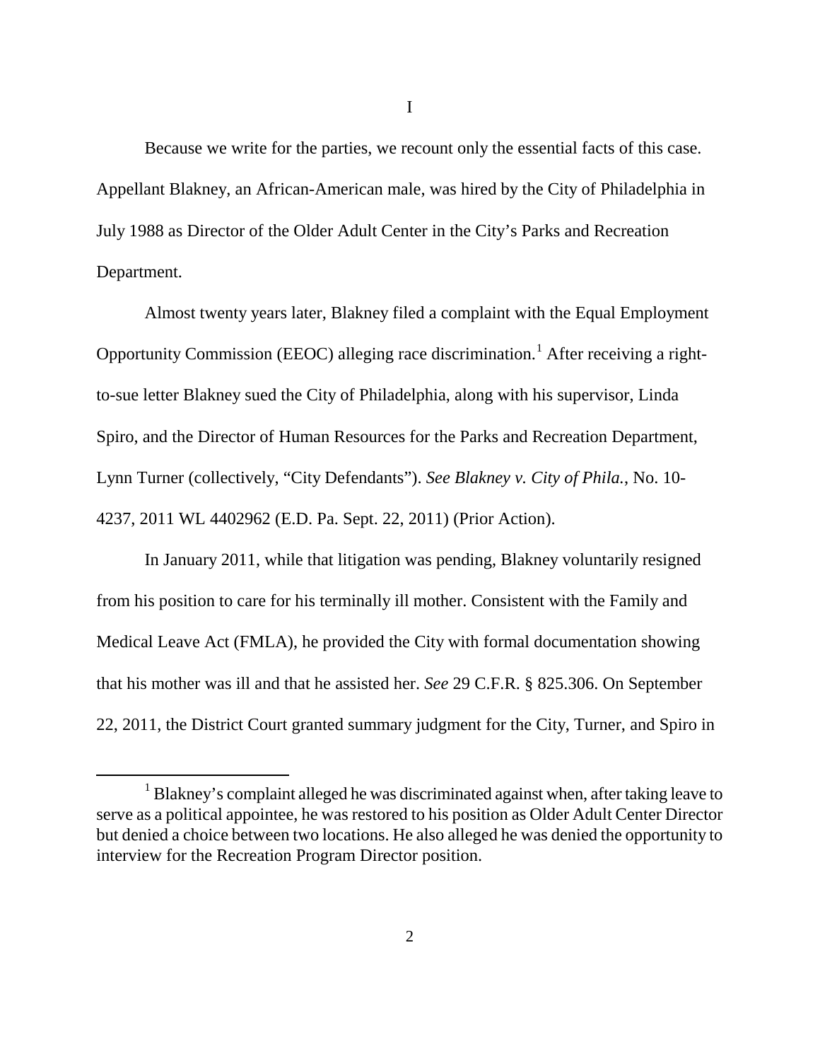# I

Because we write for the parties, we recount only the essential facts of this case. Appellant Blakney, an African-American male, was hired by the City of Philadelphia in July 1988 as Director of the Older Adult Center in the City's Parks and Recreation Department.

Almost twenty years later, Blakney filed a complaint with the Equal Employment Opportunity Commission (EEOC) alleging race discrimination.[1] After receiving a right-to-sue letter Blakney sued the City of Philadelphia, along with his supervisor, Linda Spiro, and the Director of Human Resources for the Parks and Recreation Department, Lynn Turner (collectively, "City Defendants"). *See Blakney v. City of Phila.*, No. 10-4237, 2011 WL 4402962 (E.D. Pa. Sept. 22, 2011) (Prior Action).

In January 2011, while that litigation was pending, Blakney voluntarily resigned from his position to care for his terminally ill mother. Consistent with the Family and Medical Leave Act (FMLA), he provided the City with formal documentation showing that his mother was ill and that he assisted her. *See* 29 C.F.R. § 825.306. On September 22, 2011, the District Court granted summary judgment for the City, Turner, and Spiro in

[1] Blakney's complaint alleged he was discriminated against when, after taking leave to serve as a political appointee, he was restored to his position as Older Adult Center Director but denied a choice between two locations. He also alleged he was denied the opportunity to interview for the Recreation Program Director position.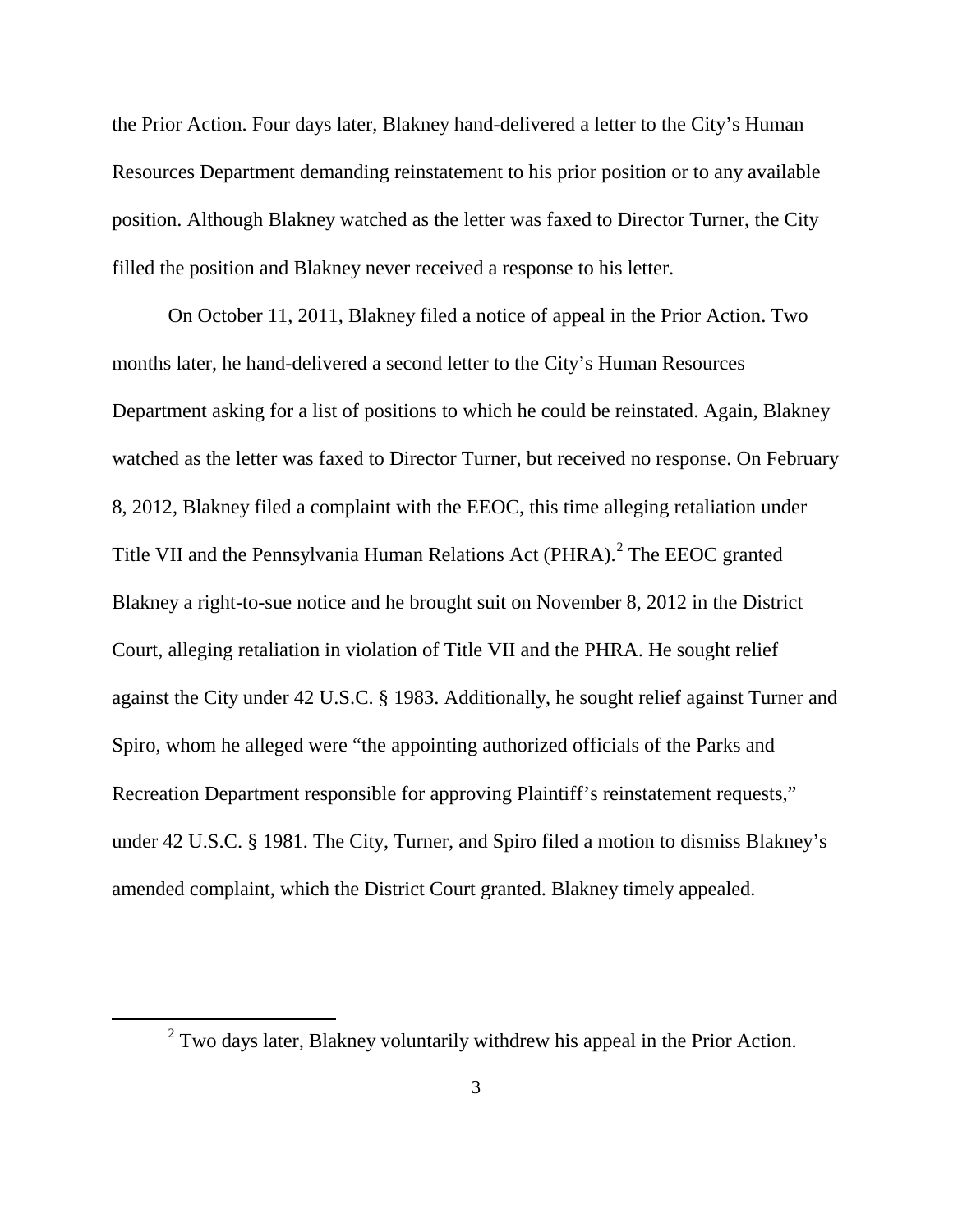the Prior Action. Four days later, Blakney hand-delivered a letter to the City's Human Resources Department demanding reinstatement to his prior position or to any available position. Although Blakney watched as the letter was faxed to Director Turner, the City filled the position and Blakney never received a response to his letter.

On October 11, 2011, Blakney filed a notice of appeal in the Prior Action. Two months later, he hand-delivered a second letter to the City's Human Resources Department asking for a list of positions to which he could be reinstated. Again, Blakney watched as the letter was faxed to Director Turner, but received no response. On February 8, 2012, Blakney filed a complaint with the EEOC, this time alleging retaliation under Title VII and the Pennsylvania Human Relations Act (PHRA).[2] The EEOC granted Blakney a right-to-sue notice and he brought suit on November 8, 2012 in the District Court, alleging retaliation in violation of Title VII and the PHRA. He sought relief against the City under 42 U.S.C. § 1983. Additionally, he sought relief against Turner and Spiro, whom he alleged were "the appointing authorized officials of the Parks and Recreation Department responsible for approving Plaintiff's reinstatement requests," under 42 U.S.C. § 1981. The City, Turner, and Spiro filed a motion to dismiss Blakney's amended complaint, which the District Court granted. Blakney timely appealed.

[2] Two days later, Blakney voluntarily withdrew his appeal in the Prior Action.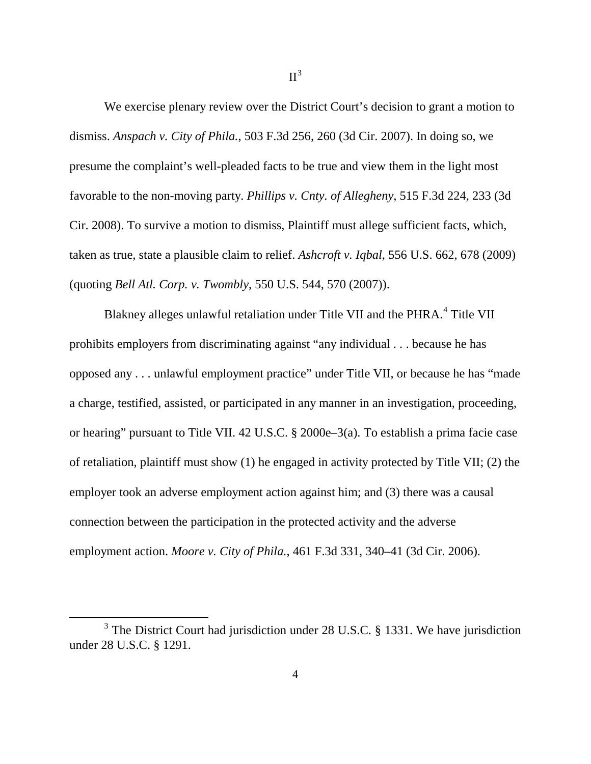## II[3]

We exercise plenary review over the District Court's decision to grant a motion to dismiss. *Anspach v. City of Phila.*, 503 F.3d 256, 260 (3d Cir. 2007). In doing so, we presume the complaint's well-pleaded facts to be true and view them in the light most favorable to the non-moving party. *Phillips v. Cnty. of Allegheny*, 515 F.3d 224, 233 (3d Cir. 2008). To survive a motion to dismiss, Plaintiff must allege sufficient facts, which, taken as true, state a plausible claim to relief. *Ashcroft v. Iqbal*, 556 U.S. 662, 678 (2009) (quoting *Bell Atl. Corp. v. Twombly*, 550 U.S. 544, 570 (2007)).

Blakney alleges unlawful retaliation under Title VII and the PHRA.[4] Title VII prohibits employers from discriminating against "any individual . . . because he has opposed any . . . unlawful employment practice" under Title VII, or because he has "made a charge, testified, assisted, or participated in any manner in an investigation, proceeding, or hearing" pursuant to Title VII. 42 U.S.C. § 2000e–3(a). To establish a prima facie case of retaliation, plaintiff must show (1) he engaged in activity protected by Title VII; (2) the employer took an adverse employment action against him; and (3) there was a causal connection between the participation in the protected activity and the adverse employment action. *Moore v. City of Phila.*, 461 F.3d 331, 340–41 (3d Cir. 2006).

---

[3] The District Court had jurisdiction under 28 U.S.C. § 1331. We have jurisdiction under 28 U.S.C. § 1291.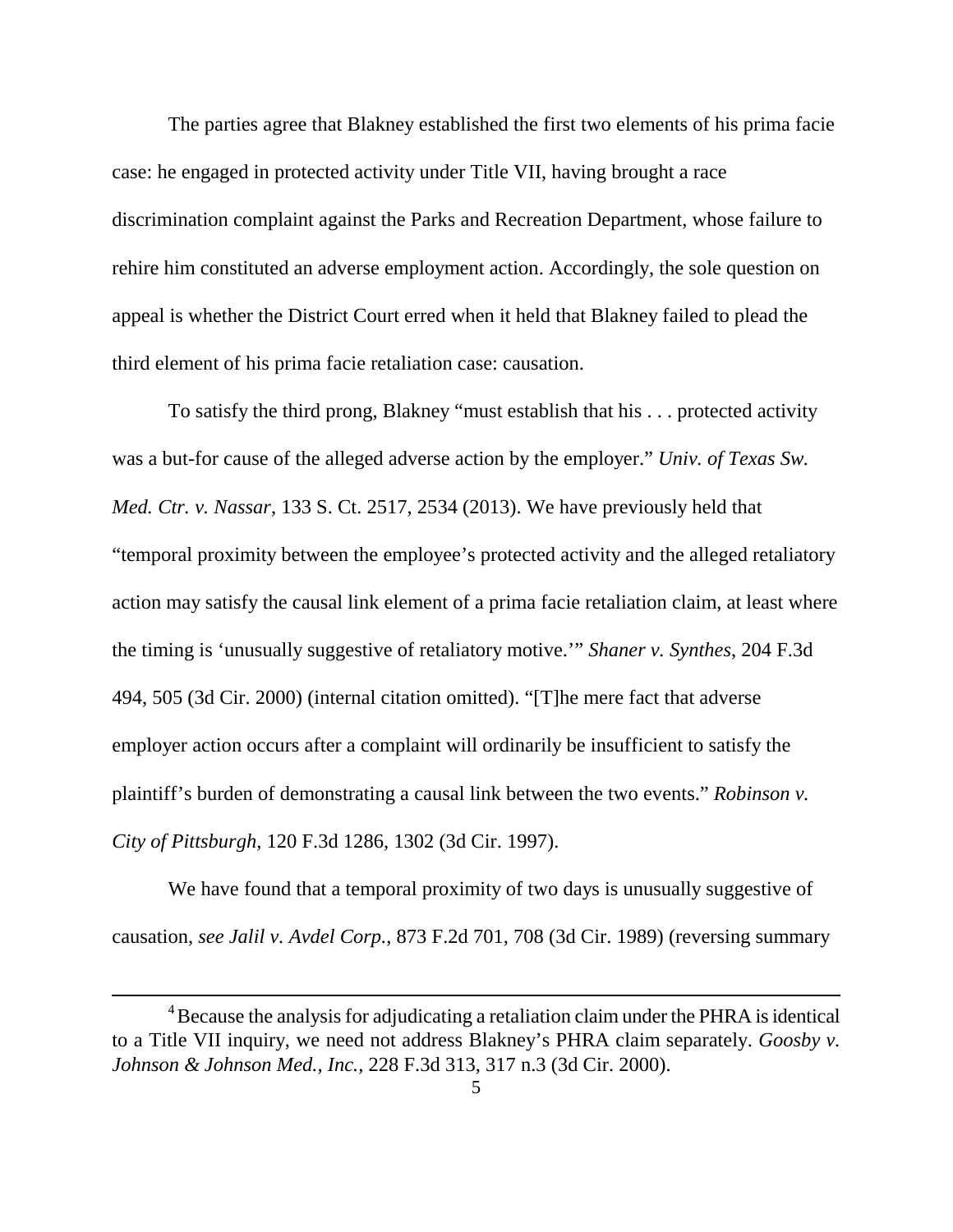The parties agree that Blakney established the first two elements of his prima facie case: he engaged in protected activity under Title VII, having brought a race discrimination complaint against the Parks and Recreation Department, whose failure to rehire him constituted an adverse employment action. Accordingly, the sole question on appeal is whether the District Court erred when it held that Blakney failed to plead the third element of his prima facie retaliation case: causation.

To satisfy the third prong, Blakney "must establish that his . . . protected activity was a but-for cause of the alleged adverse action by the employer." *Univ. of Texas Sw. Med. Ctr. v. Nassar*, 133 S. Ct. 2517, 2534 (2013). We have previously held that "temporal proximity between the employee's protected activity and the alleged retaliatory action may satisfy the causal link element of a prima facie retaliation claim, at least where the timing is 'unusually suggestive of retaliatory motive.'" *Shaner v. Synthes*, 204 F.3d 494, 505 (3d Cir. 2000) (internal citation omitted). "[T]he mere fact that adverse employer action occurs after a complaint will ordinarily be insufficient to satisfy the plaintiff's burden of demonstrating a causal link between the two events." *Robinson v. City of Pittsburgh*, 120 F.3d 1286, 1302 (3d Cir. 1997).

We have found that a temporal proximity of two days is unusually suggestive of causation, *see Jalil v. Avdel Corp.*, 873 F.2d 701, 708 (3d Cir. 1989) (reversing summary

---

[4] Because the analysis for adjudicating a retaliation claim under the PHRA is identical to a Title VII inquiry, we need not address Blakney's PHRA claim separately. *Goosby v. Johnson & Johnson Med., Inc.*, 228 F.3d 313, 317 n.3 (3d Cir. 2000).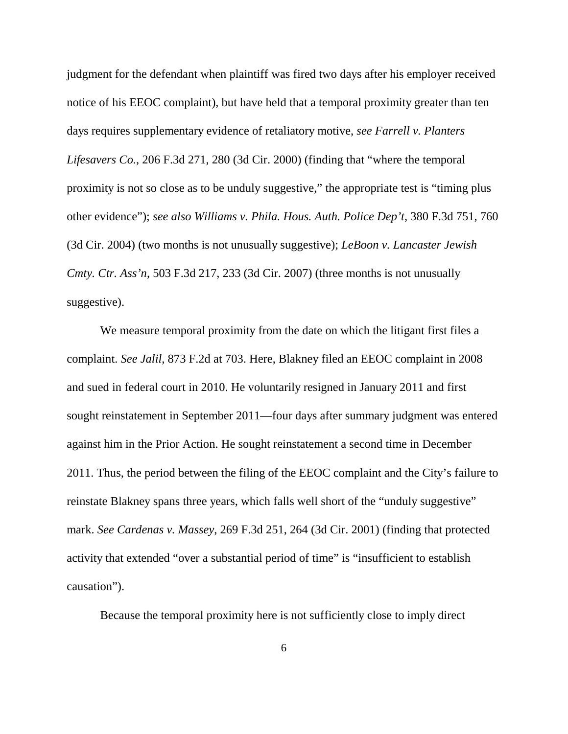judgment for the defendant when plaintiff was fired two days after his employer received notice of his EEOC complaint), but have held that a temporal proximity greater than ten days requires supplementary evidence of retaliatory motive, *see Farrell v. Planters Lifesavers Co.*, 206 F.3d 271, 280 (3d Cir. 2000) (finding that "where the temporal proximity is not so close as to be unduly suggestive," the appropriate test is "timing plus other evidence"); *see also Williams v. Phila. Hous. Auth. Police Dep't*, 380 F.3d 751, 760 (3d Cir. 2004) (two months is not unusually suggestive); *LeBoon v. Lancaster Jewish Cmty. Ctr. Ass'n*, 503 F.3d 217, 233 (3d Cir. 2007) (three months is not unusually suggestive).

We measure temporal proximity from the date on which the litigant first files a complaint. *See Jalil*, 873 F.2d at 703. Here, Blakney filed an EEOC complaint in 2008 and sued in federal court in 2010. He voluntarily resigned in January 2011 and first sought reinstatement in September 2011—four days after summary judgment was entered against him in the Prior Action. He sought reinstatement a second time in December 2011. Thus, the period between the filing of the EEOC complaint and the City's failure to reinstate Blakney spans three years, which falls well short of the "unduly suggestive" mark. *See Cardenas v. Massey*, 269 F.3d 251, 264 (3d Cir. 2001) (finding that protected activity that extended "over a substantial period of time" is "insufficient to establish causation").

Because the temporal proximity here is not sufficiently close to imply direct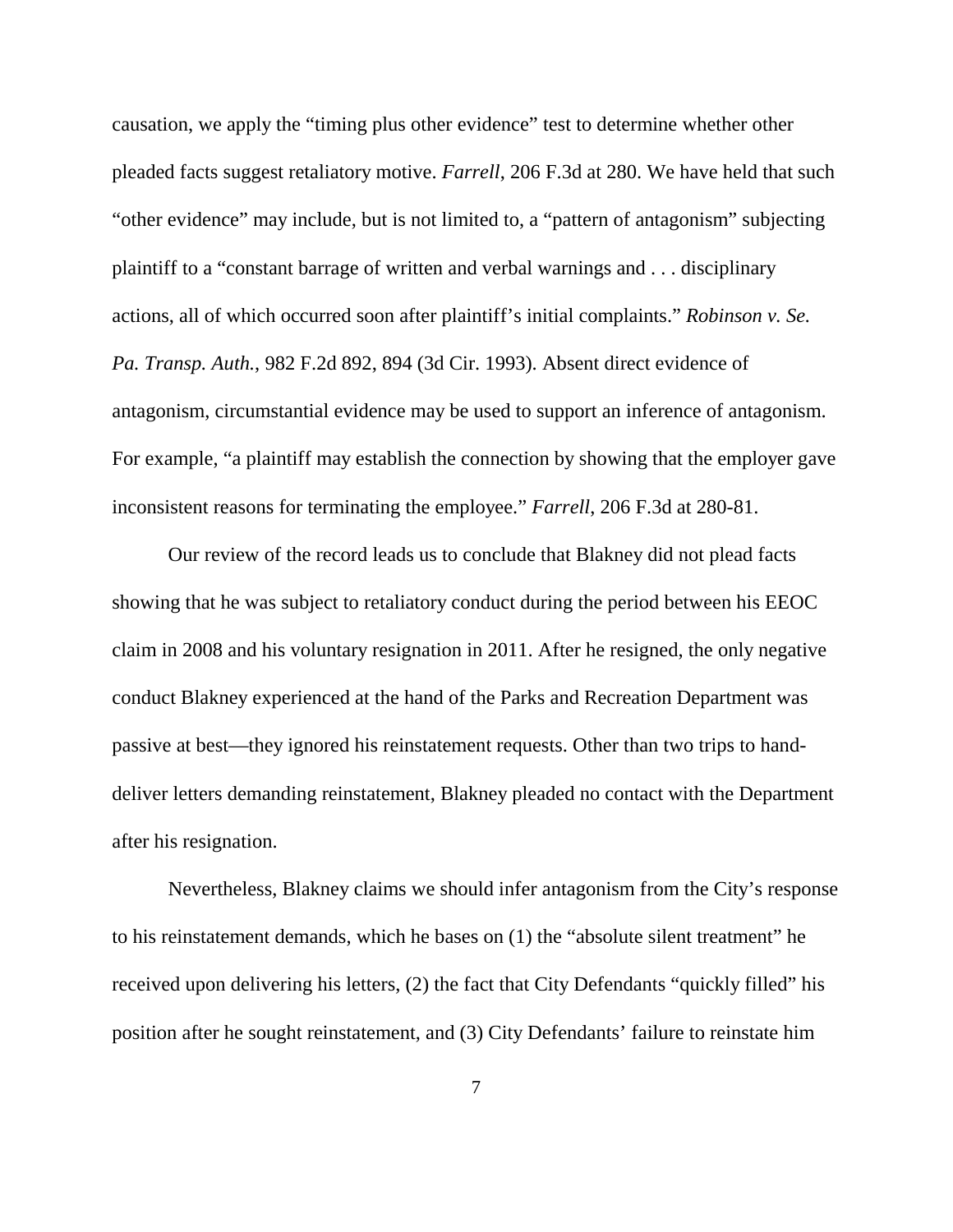causation, we apply the "timing plus other evidence" test to determine whether other pleaded facts suggest retaliatory motive. *Farrell*, 206 F.3d at 280. We have held that such "other evidence" may include, but is not limited to, a "pattern of antagonism" subjecting plaintiff to a "constant barrage of written and verbal warnings and . . . disciplinary actions, all of which occurred soon after plaintiff's initial complaints." *Robinson v. Se. Pa. Transp. Auth.*, 982 F.2d 892, 894 (3d Cir. 1993). Absent direct evidence of antagonism, circumstantial evidence may be used to support an inference of antagonism. For example, "a plaintiff may establish the connection by showing that the employer gave inconsistent reasons for terminating the employee." *Farrell*, 206 F.3d at 280-81.

Our review of the record leads us to conclude that Blakney did not plead facts showing that he was subject to retaliatory conduct during the period between his EEOC claim in 2008 and his voluntary resignation in 2011. After he resigned, the only negative conduct Blakney experienced at the hand of the Parks and Recreation Department was passive at best—they ignored his reinstatement requests. Other than two trips to hand-deliver letters demanding reinstatement, Blakney pleaded no contact with the Department after his resignation.

Nevertheless, Blakney claims we should infer antagonism from the City's response to his reinstatement demands, which he bases on (1) the "absolute silent treatment" he received upon delivering his letters, (2) the fact that City Defendants "quickly filled" his position after he sought reinstatement, and (3) City Defendants' failure to reinstate him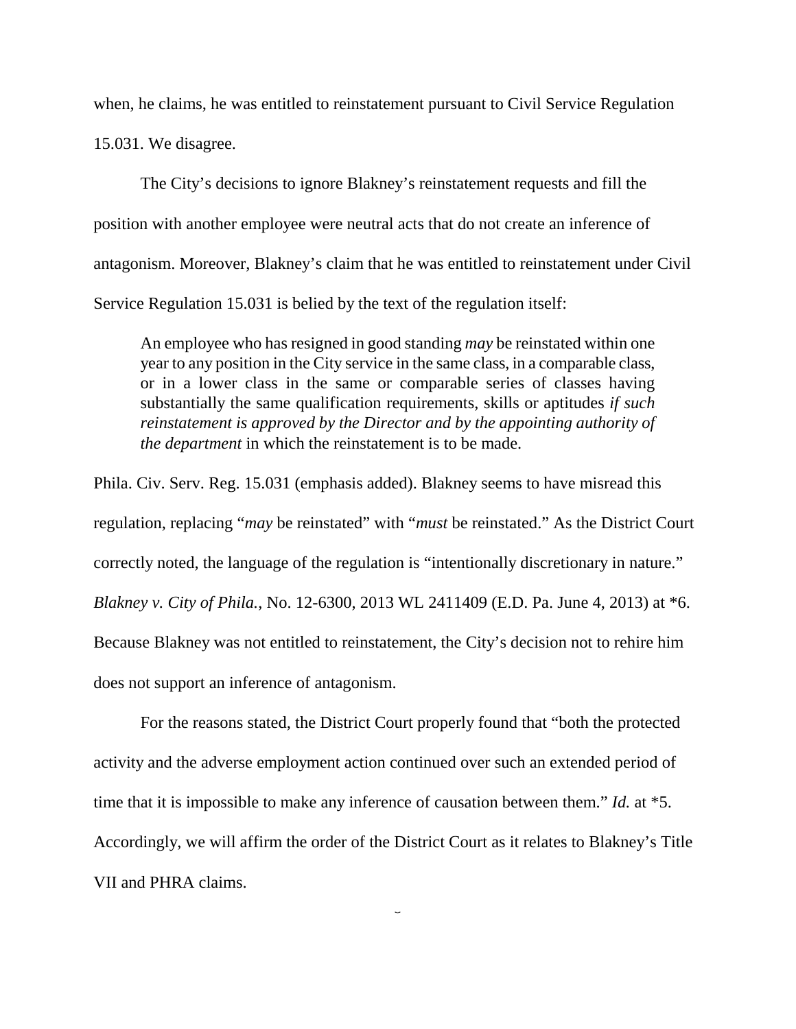when, he claims, he was entitled to reinstatement pursuant to Civil Service Regulation 15.031. We disagree.

The City's decisions to ignore Blakney's reinstatement requests and fill the position with another employee were neutral acts that do not create an inference of antagonism. Moreover, Blakney's claim that he was entitled to reinstatement under Civil Service Regulation 15.031 is belied by the text of the regulation itself:

> An employee who has resigned in good standing *may* be reinstated within one year to any position in the City service in the same class, in a comparable class, or in a lower class in the same or comparable series of classes having substantially the same qualification requirements, skills or aptitudes *if such reinstatement is approved by the Director and by the appointing authority of the department* in which the reinstatement is to be made.

Phila. Civ. Serv. Reg. 15.031 (emphasis added). Blakney seems to have misread this regulation, replacing "*may* be reinstated" with "*must* be reinstated." As the District Court correctly noted, the language of the regulation is "intentionally discretionary in nature." *Blakney v. City of Phila.*, No. 12-6300, 2013 WL 2411409 (E.D. Pa. June 4, 2013) at *6. Because Blakney was not entitled to reinstatement, the City's decision not to rehire him does not support an inference of antagonism.

For the reasons stated, the District Court properly found that "both the protected activity and the adverse employment action continued over such an extended period of time that it is impossible to make any inference of causation between them." *Id.* at *5. Accordingly, we will affirm the order of the District Court as it relates to Blakney's Title VII and PHRA claims.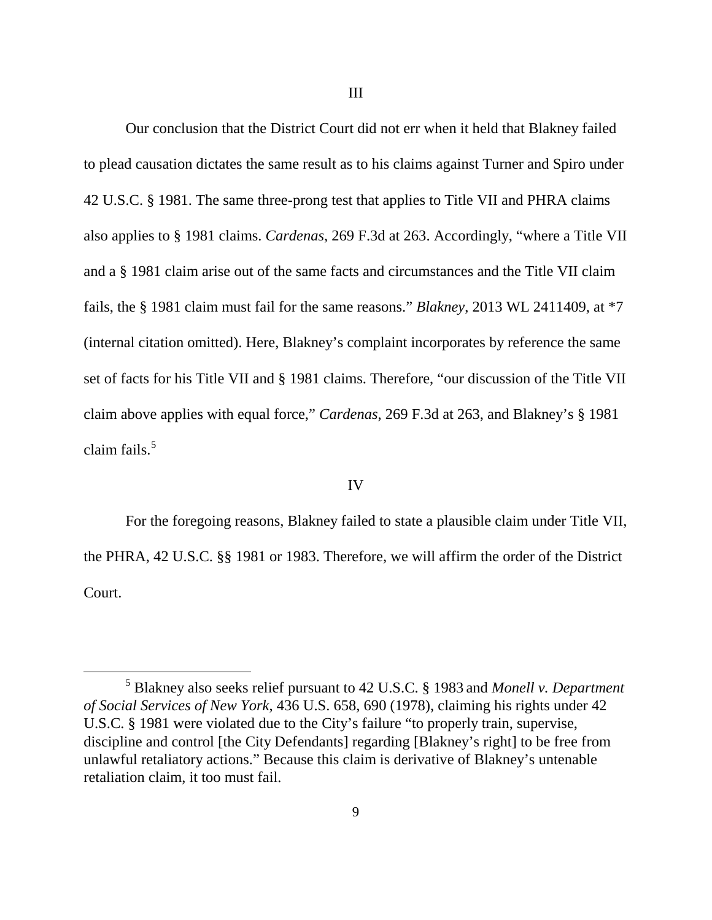III

Our conclusion that the District Court did not err when it held that Blakney failed to plead causation dictates the same result as to his claims against Turner and Spiro under 42 U.S.C. § 1981. The same three-prong test that applies to Title VII and PHRA claims also applies to § 1981 claims. *Cardenas*, 269 F.3d at 263. Accordingly, "where a Title VII and a § 1981 claim arise out of the same facts and circumstances and the Title VII claim fails, the § 1981 claim must fail for the same reasons." *Blakney*, 2013 WL 2411409, at *7 (internal citation omitted). Here, Blakney's complaint incorporates by reference the same set of facts for his Title VII and § 1981 claims. Therefore, "our discussion of the Title VII claim above applies with equal force," *Cardenas*, 269 F.3d at 263, and Blakney's § 1981 claim fails.[5]

IV

For the foregoing reasons, Blakney failed to state a plausible claim under Title VII, the PHRA, 42 U.S.C. §§ 1981 or 1983. Therefore, we will affirm the order of the District Court.

---

[5] Blakney also seeks relief pursuant to 42 U.S.C. § 1983 and *Monell v. Department of Social Services of New York*, 436 U.S. 658, 690 (1978), claiming his rights under 42 U.S.C. § 1981 were violated due to the City's failure "to properly train, supervise, discipline and control [the City Defendants] regarding [Blakney's right] to be free from unlawful retaliatory actions." Because this claim is derivative of Blakney's untenable retaliation claim, it too must fail.